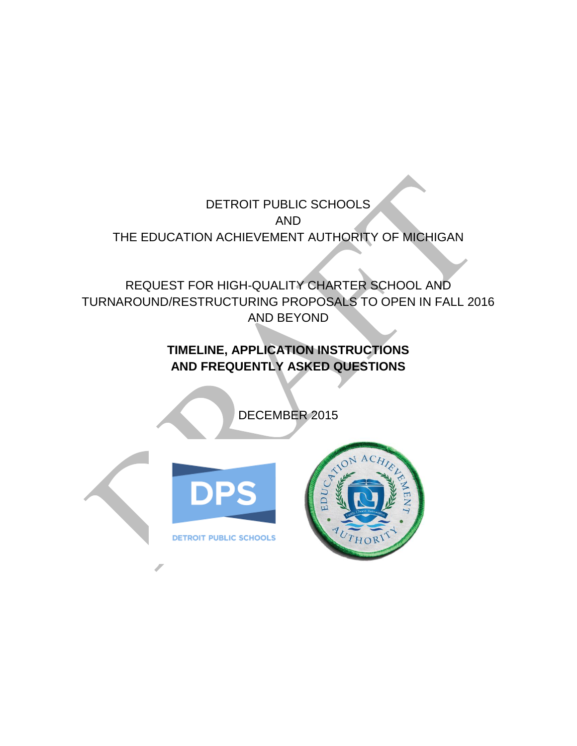DETROIT PUBLIC SCHOOLS
AND
THE EDUCATION ACHIEVEMENT AUTHORITY OF MICHIGAN

REQUEST FOR HIGH-QUALITY CHARTER SCHOOL AND TURNAROUND/RESTRUCTURING PROPOSALS TO OPEN IN FALL 2016 AND BEYOND

**TIMELINE, APPLICATION INSTRUCTIONS AND FREQUENTLY ASKED QUESTIONS**

DECEMBER 2015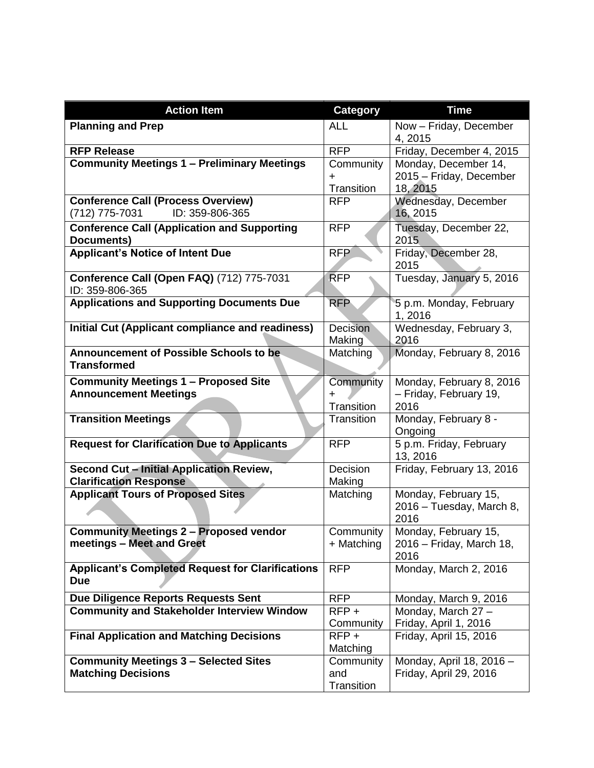| Action Item | Category | Time |
|---|---|---|
| **Planning and Prep** | ALL | Now – Friday, December 4, 2015 |
| **RFP Release** | RFP | Friday, December 4, 2015 |
| **Community Meetings 1 – Preliminary Meetings** | Community + Transition | Monday, December 14, 2015 – Friday, December 18, 2015 |
| **Conference Call (Process Overview)** (712) 775-7031 ID: 359-806-365 | RFP | Wednesday, December 16, 2015 |
| **Conference Call (Application and Supporting Documents)** | RFP | Tuesday, December 22, 2015 |
| **Applicant's Notice of Intent Due** | RFP | Friday, December 28, 2015 |
| **Conference Call (Open FAQ)** (712) 775-7031 ID: 359-806-365 | RFP | Tuesday, January 5, 2016 |
| **Applications and Supporting Documents Due** | RFP | 5 p.m. Monday, February 1, 2016 |
| **Initial Cut (Applicant compliance and readiness)** | Decision Making | Wednesday, February 3, 2016 |
| **Announcement of Possible Schools to be Transformed** | Matching | Monday, February 8, 2016 |
| **Community Meetings 1 – Proposed Site Announcement Meetings** | Community + Transition | Monday, February 8, 2016 – Friday, February 19, 2016 |
| **Transition Meetings** | Transition | Monday, February 8 - Ongoing |
| **Request for Clarification Due to Applicants** | RFP | 5 p.m. Friday, February 13, 2016 |
| **Second Cut – Initial Application Review, Clarification Response** | Decision Making | Friday, February 13, 2016 |
| **Applicant Tours of Proposed Sites** | Matching | Monday, February 15, 2016 – Tuesday, March 8, 2016 |
| **Community Meetings 2 – Proposed vendor meetings – Meet and Greet** | Community + Matching | Monday, February 15, 2016 – Friday, March 18, 2016 |
| **Applicant's Completed Request for Clarifications Due** | RFP | Monday, March 2, 2016 |
| **Due Diligence Reports Requests Sent** | RFP | Monday, March 9, 2016 |
| **Community and Stakeholder Interview Window** | RFP + Community | Monday, March 27 – Friday, April 1, 2016 |
| **Final Application and Matching Decisions** | RFP + Matching | Friday, April 15, 2016 |
| **Community Meetings 3 – Selected Sites Matching Decisions** | Community and Transition | Monday, April 18, 2016 – Friday, April 29, 2016 |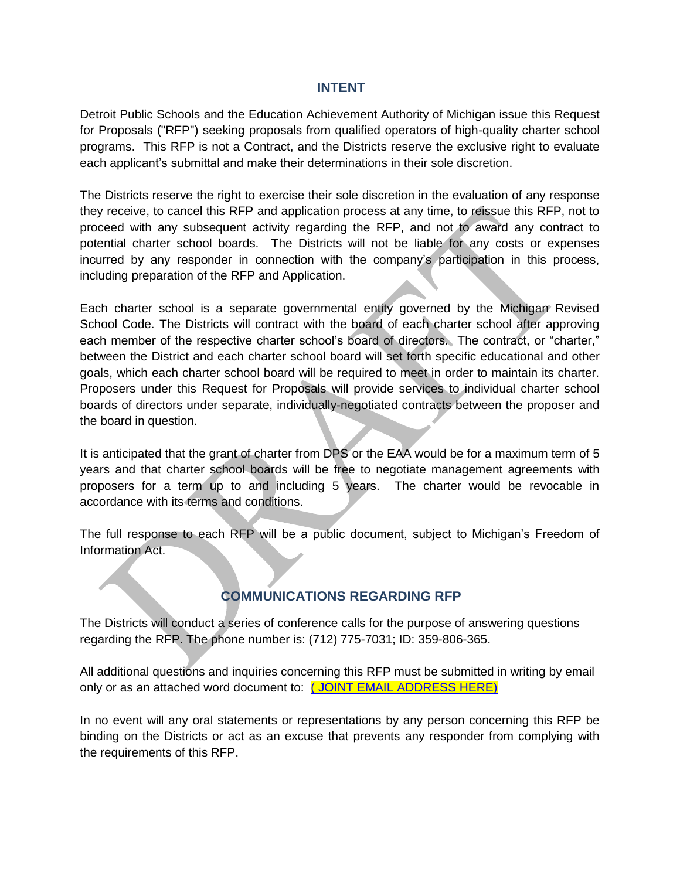## INTENT

Detroit Public Schools and the Education Achievement Authority of Michigan issue this Request for Proposals ("RFP") seeking proposals from qualified operators of high-quality charter school programs. This RFP is not a Contract, and the Districts reserve the exclusive right to evaluate each applicant's submittal and make their determinations in their sole discretion.

The Districts reserve the right to exercise their sole discretion in the evaluation of any response they receive, to cancel this RFP and application process at any time, to reissue this RFP, not to proceed with any subsequent activity regarding the RFP, and not to award any contract to potential charter school boards. The Districts will not be liable for any costs or expenses incurred by any responder in connection with the company's participation in this process, including preparation of the RFP and Application.

Each charter school is a separate governmental entity governed by the Michigan Revised School Code. The Districts will contract with the board of each charter school after approving each member of the respective charter school's board of directors. The contract, or "charter," between the District and each charter school board will set forth specific educational and other goals, which each charter school board will be required to meet in order to maintain its charter. Proposers under this Request for Proposals will provide services to individual charter school boards of directors under separate, individually-negotiated contracts between the proposer and the board in question.

It is anticipated that the grant of charter from DPS or the EAA would be for a maximum term of 5 years and that charter school boards will be free to negotiate management agreements with proposers for a term up to and including 5 years. The charter would be revocable in accordance with its terms and conditions.

The full response to each RFP will be a public document, subject to Michigan's Freedom of Information Act.

## COMMUNICATIONS REGARDING RFP

The Districts will conduct a series of conference calls for the purpose of answering questions regarding the RFP. The phone number is: (712) 775-7031; ID: 359-806-365.

All additional questions and inquiries concerning this RFP must be submitted in writing by email only or as an attached word document to: ( JOINT EMAIL ADDRESS HERE)

In no event will any oral statements or representations by any person concerning this RFP be binding on the Districts or act as an excuse that prevents any responder from complying with the requirements of this RFP.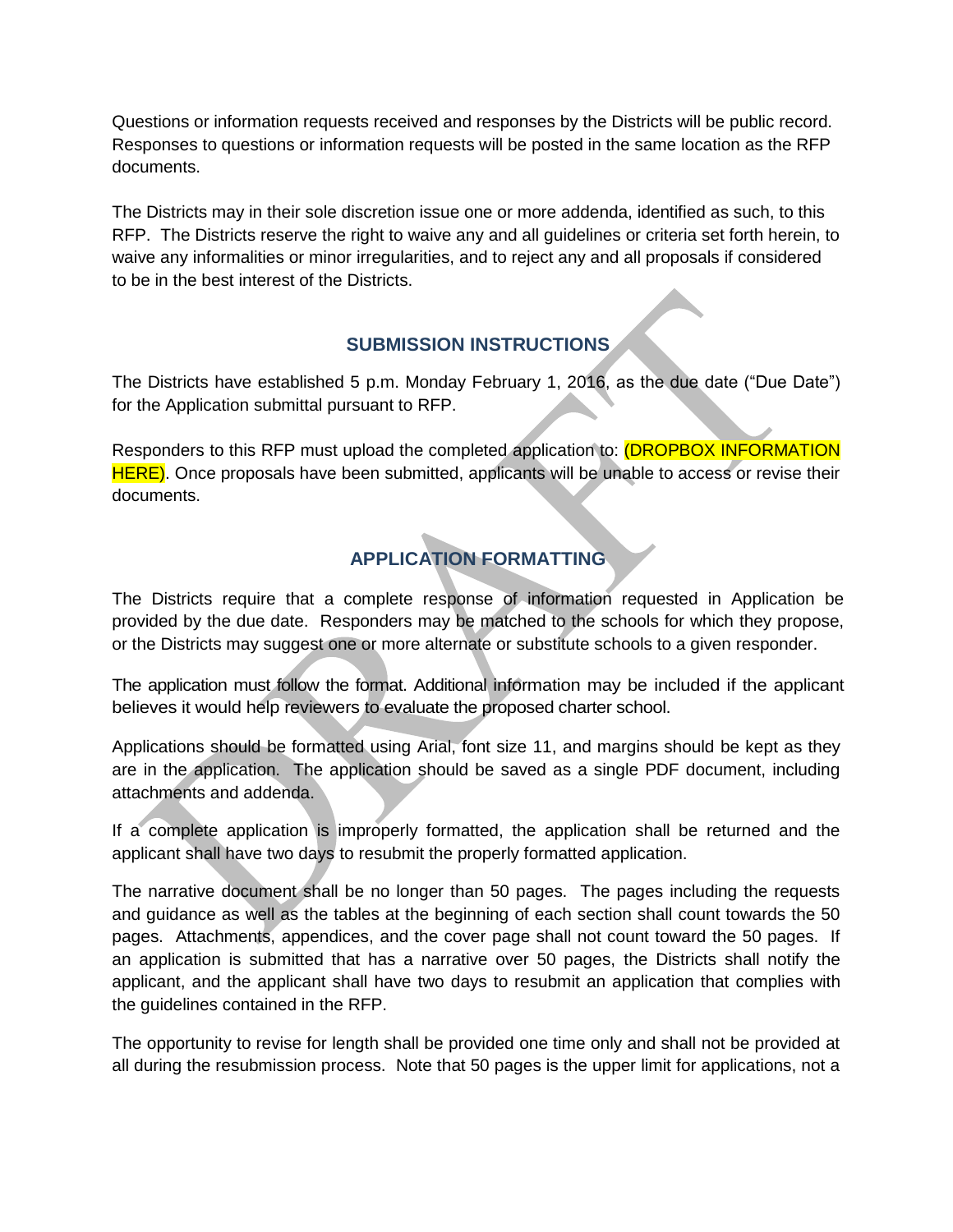Questions or information requests received and responses by the Districts will be public record. Responses to questions or information requests will be posted in the same location as the RFP documents.

The Districts may in their sole discretion issue one or more addenda, identified as such, to this RFP. The Districts reserve the right to waive any and all guidelines or criteria set forth herein, to waive any informalities or minor irregularities, and to reject any and all proposals if considered to be in the best interest of the Districts.

## SUBMISSION INSTRUCTIONS

The Districts have established 5 p.m. Monday February 1, 2016, as the due date ("Due Date") for the Application submittal pursuant to RFP.

Responders to this RFP must upload the completed application to: (DROPBOX INFORMATION HERE). Once proposals have been submitted, applicants will be unable to access or revise their documents.

## APPLICATION FORMATTING

The Districts require that a complete response of information requested in Application be provided by the due date. Responders may be matched to the schools for which they propose, or the Districts may suggest one or more alternate or substitute schools to a given responder.

The application must follow the format. Additional information may be included if the applicant believes it would help reviewers to evaluate the proposed charter school.

Applications should be formatted using Arial, font size 11, and margins should be kept as they are in the application. The application should be saved as a single PDF document, including attachments and addenda.

If a complete application is improperly formatted, the application shall be returned and the applicant shall have two days to resubmit the properly formatted application.

The narrative document shall be no longer than 50 pages. The pages including the requests and guidance as well as the tables at the beginning of each section shall count towards the 50 pages. Attachments, appendices, and the cover page shall not count toward the 50 pages. If an application is submitted that has a narrative over 50 pages, the Districts shall notify the applicant, and the applicant shall have two days to resubmit an application that complies with the guidelines contained in the RFP.

The opportunity to revise for length shall be provided one time only and shall not be provided at all during the resubmission process. Note that 50 pages is the upper limit for applications, not a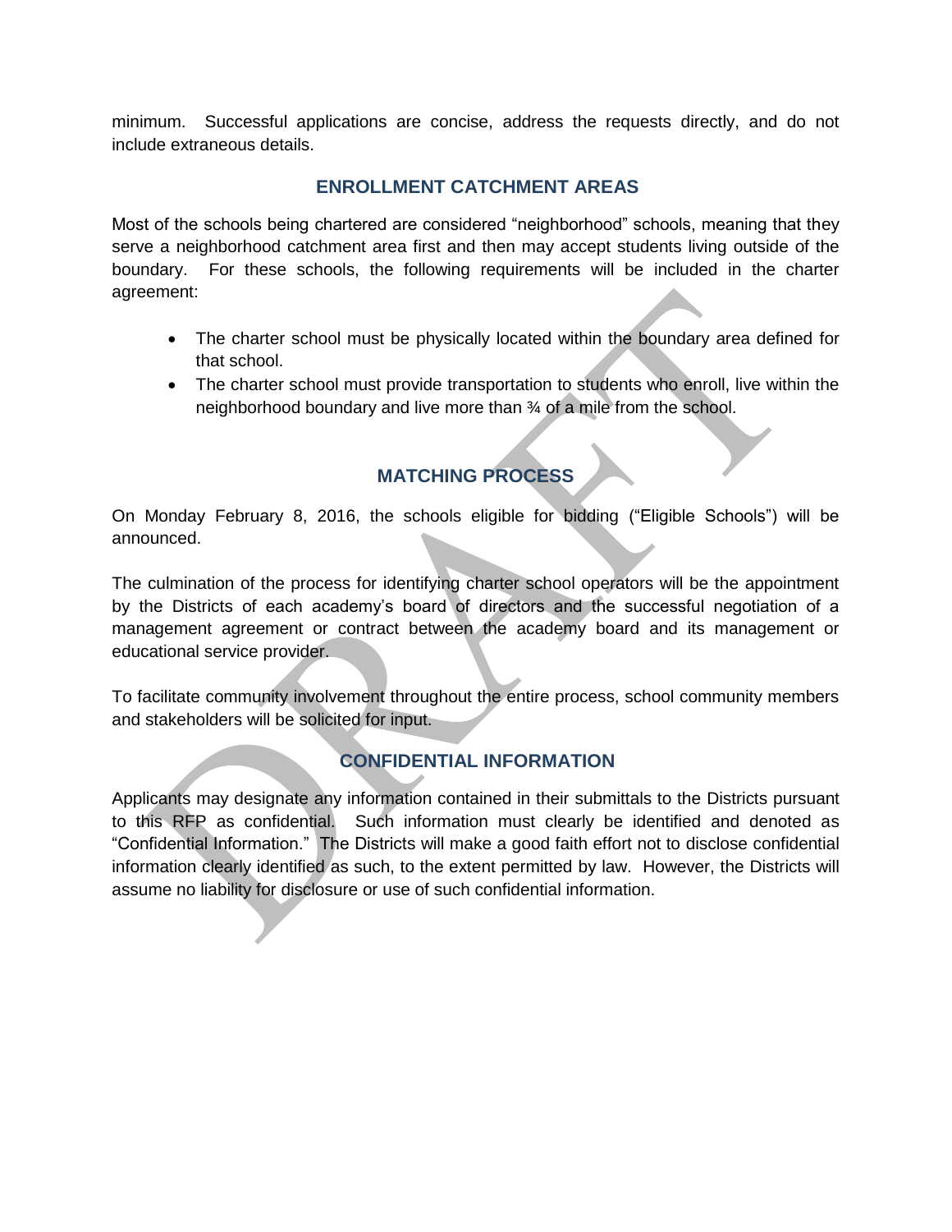minimum. Successful applications are concise, address the requests directly, and do not include extraneous details.

## ENROLLMENT CATCHMENT AREAS

Most of the schools being chartered are considered "neighborhood" schools, meaning that they serve a neighborhood catchment area first and then may accept students living outside of the boundary. For these schools, the following requirements will be included in the charter agreement:

- The charter school must be physically located within the boundary area defined for that school.
- The charter school must provide transportation to students who enroll, live within the neighborhood boundary and live more than ¾ of a mile from the school.

## MATCHING PROCESS

On Monday February 8, 2016, the schools eligible for bidding ("Eligible Schools") will be announced.

The culmination of the process for identifying charter school operators will be the appointment by the Districts of each academy's board of directors and the successful negotiation of a management agreement or contract between the academy board and its management or educational service provider.

To facilitate community involvement throughout the entire process, school community members and stakeholders will be solicited for input.

## CONFIDENTIAL INFORMATION

Applicants may designate any information contained in their submittals to the Districts pursuant to this RFP as confidential. Such information must clearly be identified and denoted as "Confidential Information." The Districts will make a good faith effort not to disclose confidential information clearly identified as such, to the extent permitted by law. However, the Districts will assume no liability for disclosure or use of such confidential information.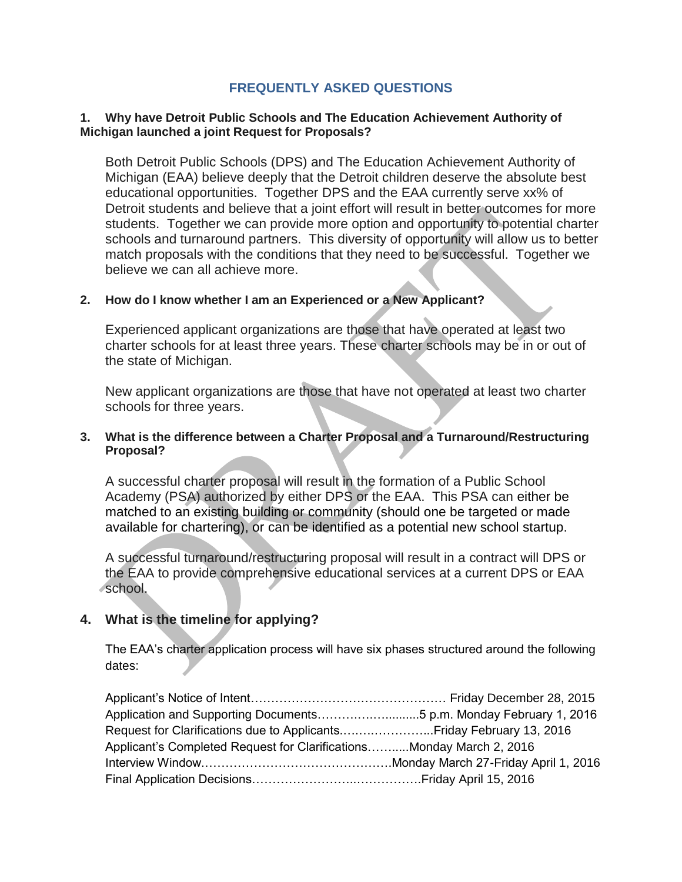## FREQUENTLY ASKED QUESTIONS

**1. Why have Detroit Public Schools and The Education Achievement Authority of Michigan launched a joint Request for Proposals?**

Both Detroit Public Schools (DPS) and The Education Achievement Authority of Michigan (EAA) believe deeply that the Detroit children deserve the absolute best educational opportunities. Together DPS and the EAA currently serve xx% of Detroit students and believe that a joint effort will result in better outcomes for more students. Together we can provide more option and opportunity to potential charter schools and turnaround partners. This diversity of opportunity will allow us to better match proposals with the conditions that they need to be successful. Together we believe we can all achieve more.

**2. How do I know whether I am an Experienced or a New Applicant?**

Experienced applicant organizations are those that have operated at least two charter schools for at least three years. These charter schools may be in or out of the state of Michigan.

New applicant organizations are those that have not operated at least two charter schools for three years.

**3. What is the difference between a Charter Proposal and a Turnaround/Restructuring Proposal?**

A successful charter proposal will result in the formation of a Public School Academy (PSA) authorized by either DPS or the EAA. This PSA can either be matched to an existing building or community (should one be targeted or made available for chartering), or can be identified as a potential new school startup.

A successful turnaround/restructuring proposal will result in a contract will DPS or the EAA to provide comprehensive educational services at a current DPS or EAA school.

**4. What is the timeline for applying?**

The EAA's charter application process will have six phases structured around the following dates:

Applicant's Notice of Intent………………………………………… Friday December 28, 2015
Application and Supporting Documents………….…..........5 p.m. Monday February 1, 2016
Request for Clarifications due to Applicants..…….…………...Friday February 13, 2016
Applicant's Completed Request for Clarifications……....Monday March 2, 2016
Interview Window……………………………………….Monday March 27-Friday April 1, 2016
Final Application Decisions……………………..…………….Friday April 15, 2016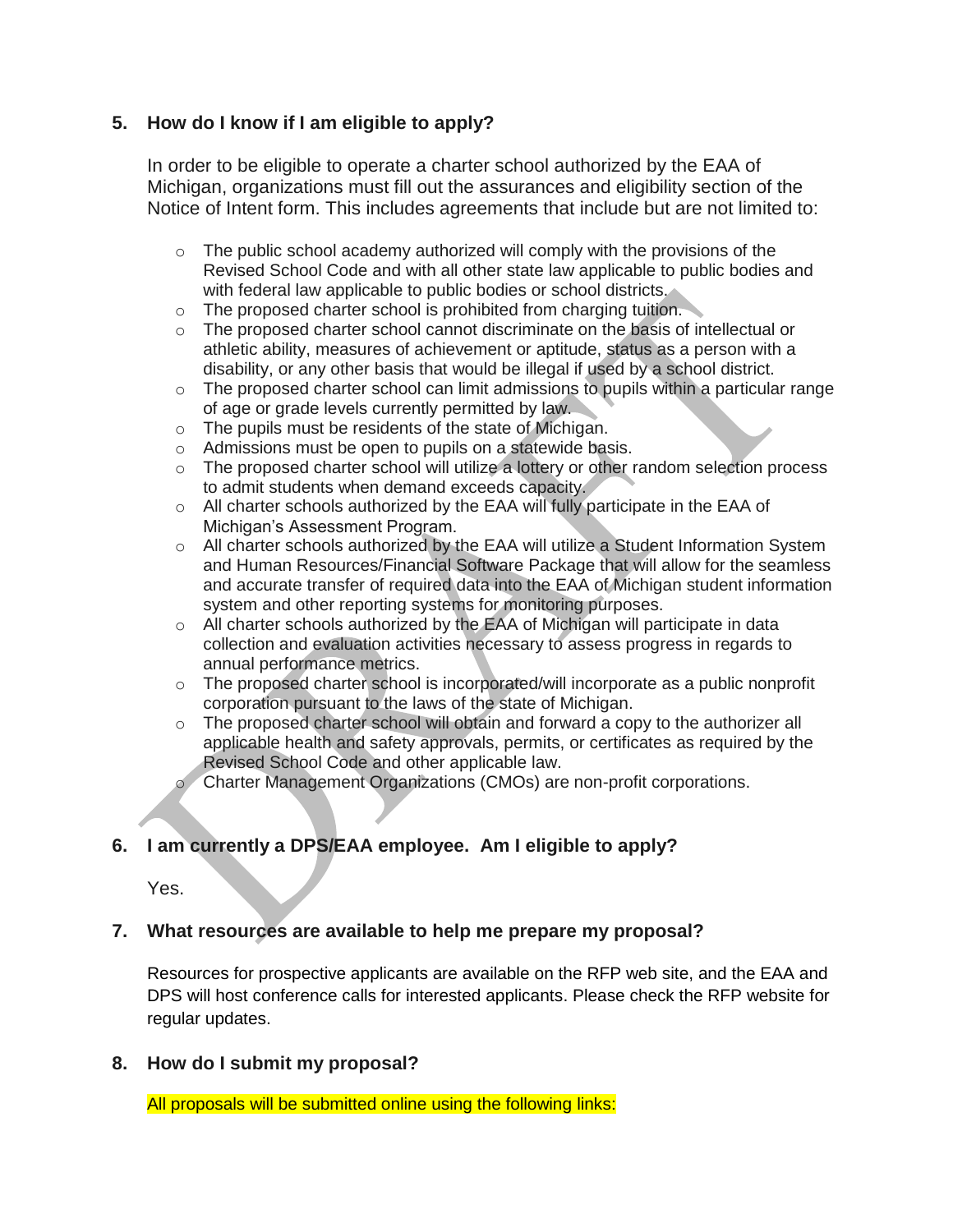**5. How do I know if I am eligible to apply?**

In order to be eligible to operate a charter school authorized by the EAA of Michigan, organizations must fill out the assurances and eligibility section of the Notice of Intent form. This includes agreements that include but are not limited to:

- The public school academy authorized will comply with the provisions of the Revised School Code and with all other state law applicable to public bodies and with federal law applicable to public bodies or school districts.
- The proposed charter school is prohibited from charging tuition.
- The proposed charter school cannot discriminate on the basis of intellectual or athletic ability, measures of achievement or aptitude, status as a person with a disability, or any other basis that would be illegal if used by a school district.
- The proposed charter school can limit admissions to pupils within a particular range of age or grade levels currently permitted by law.
- The pupils must be residents of the state of Michigan.
- Admissions must be open to pupils on a statewide basis.
- The proposed charter school will utilize a lottery or other random selection process to admit students when demand exceeds capacity.
- All charter schools authorized by the EAA will fully participate in the EAA of Michigan's Assessment Program.
- All charter schools authorized by the EAA will utilize a Student Information System and Human Resources/Financial Software Package that will allow for the seamless and accurate transfer of required data into the EAA of Michigan student information system and other reporting systems for monitoring purposes.
- All charter schools authorized by the EAA of Michigan will participate in data collection and evaluation activities necessary to assess progress in regards to annual performance metrics.
- The proposed charter school is incorporated/will incorporate as a public nonprofit corporation pursuant to the laws of the state of Michigan.
- The proposed charter school will obtain and forward a copy to the authorizer all applicable health and safety approvals, permits, or certificates as required by the Revised School Code and other applicable law.
- Charter Management Organizations (CMOs) are non-profit corporations.

**6. I am currently a DPS/EAA employee. Am I eligible to apply?**

Yes.

**7. What resources are available to help me prepare my proposal?**

Resources for prospective applicants are available on the RFP web site, and the EAA and DPS will host conference calls for interested applicants. Please check the RFP website for regular updates.

**8. How do I submit my proposal?**

All proposals will be submitted online using the following links: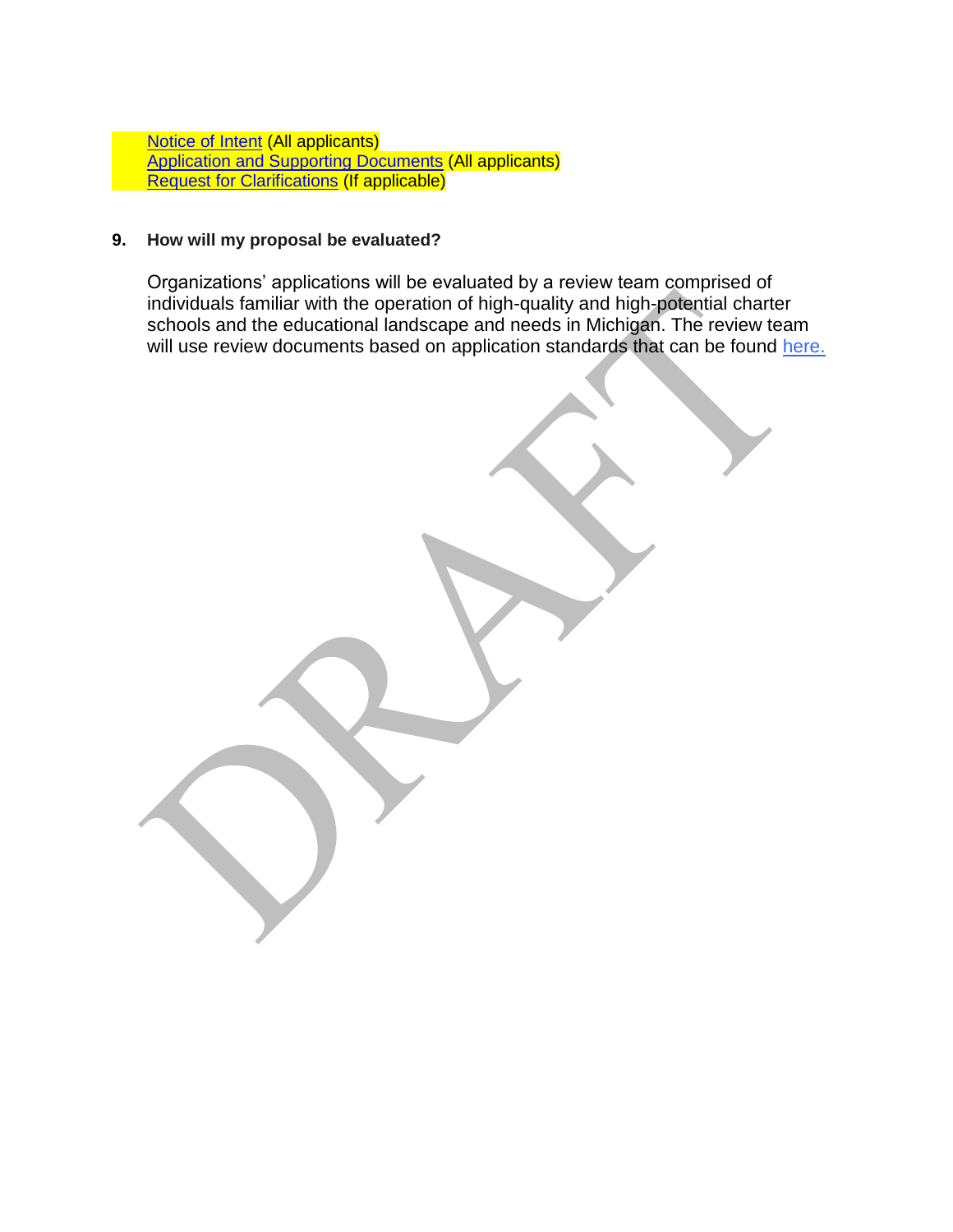- Notice of Intent (All applicants)
- Application and Supporting Documents (All applicants)
- Request for Clarifications (If applicable)

**9. How will my proposal be evaluated?**

Organizations' applications will be evaluated by a review team comprised of individuals familiar with the operation of high-quality and high-potential charter schools and the educational landscape and needs in Michigan. The review team will use review documents based on application standards that can be found here.

DRAFT